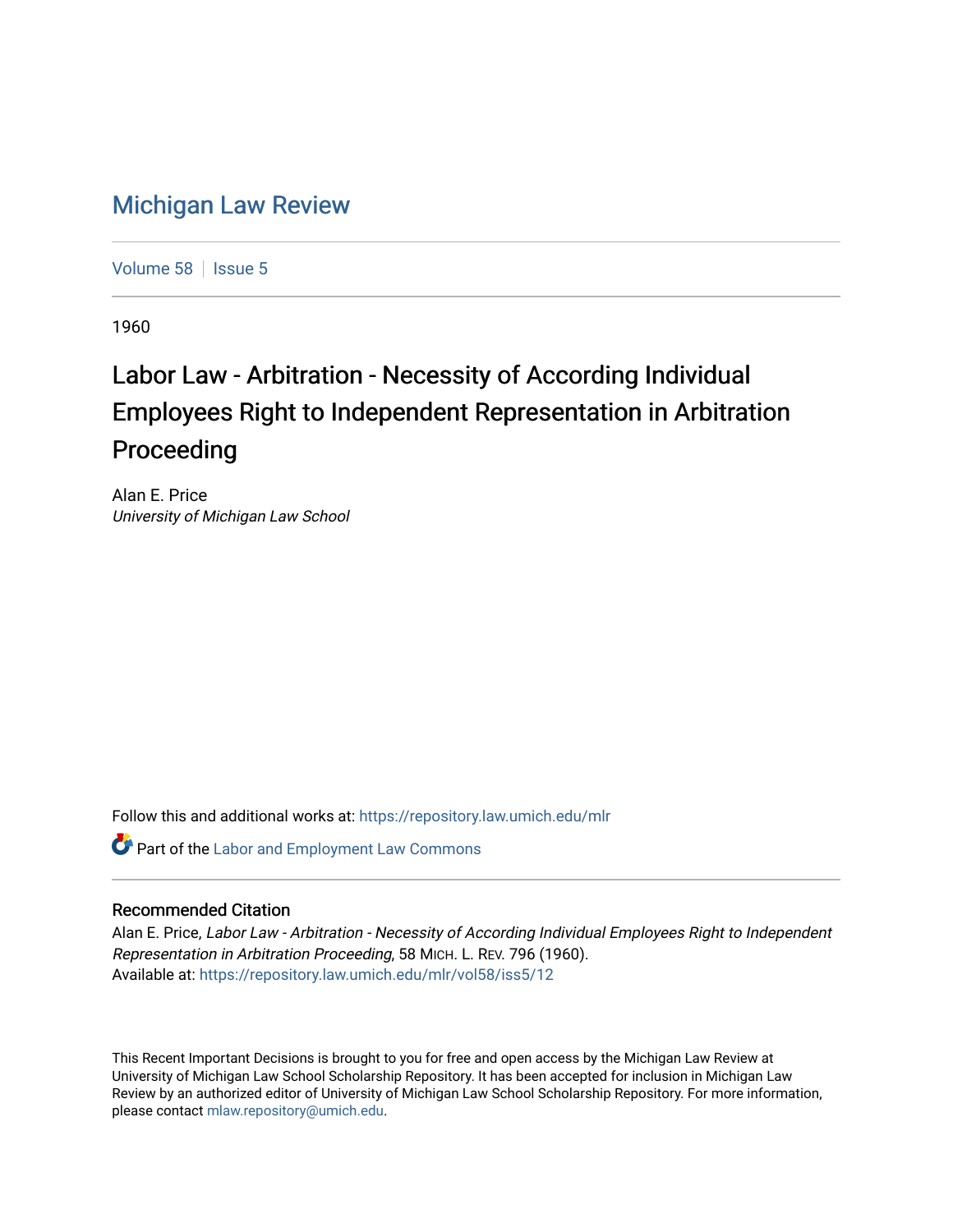# Michigan Law Review

Volume 58 | Issue 5

1960

## Labor Law - Arbitration - Necessity of According Individual Employees Right to Independent Representation in Arbitration Proceeding

Alan E. Price
*University of Michigan Law School*

Follow this and additional works at: https://repository.law.umich.edu/mlr

Part of the Labor and Employment Law Commons

### Recommended Citation

Alan E. Price, *Labor Law - Arbitration - Necessity of According Individual Employees Right to Independent Representation in Arbitration Proceeding*, 58 MICH. L. REV. 796 (1960).
Available at: https://repository.law.umich.edu/mlr/vol58/iss5/12

This Recent Important Decisions is brought to you for free and open access by the Michigan Law Review at University of Michigan Law School Scholarship Repository. It has been accepted for inclusion in Michigan Law Review by an authorized editor of University of Michigan Law School Scholarship Repository. For more information, please contact mlaw.repository@umich.edu.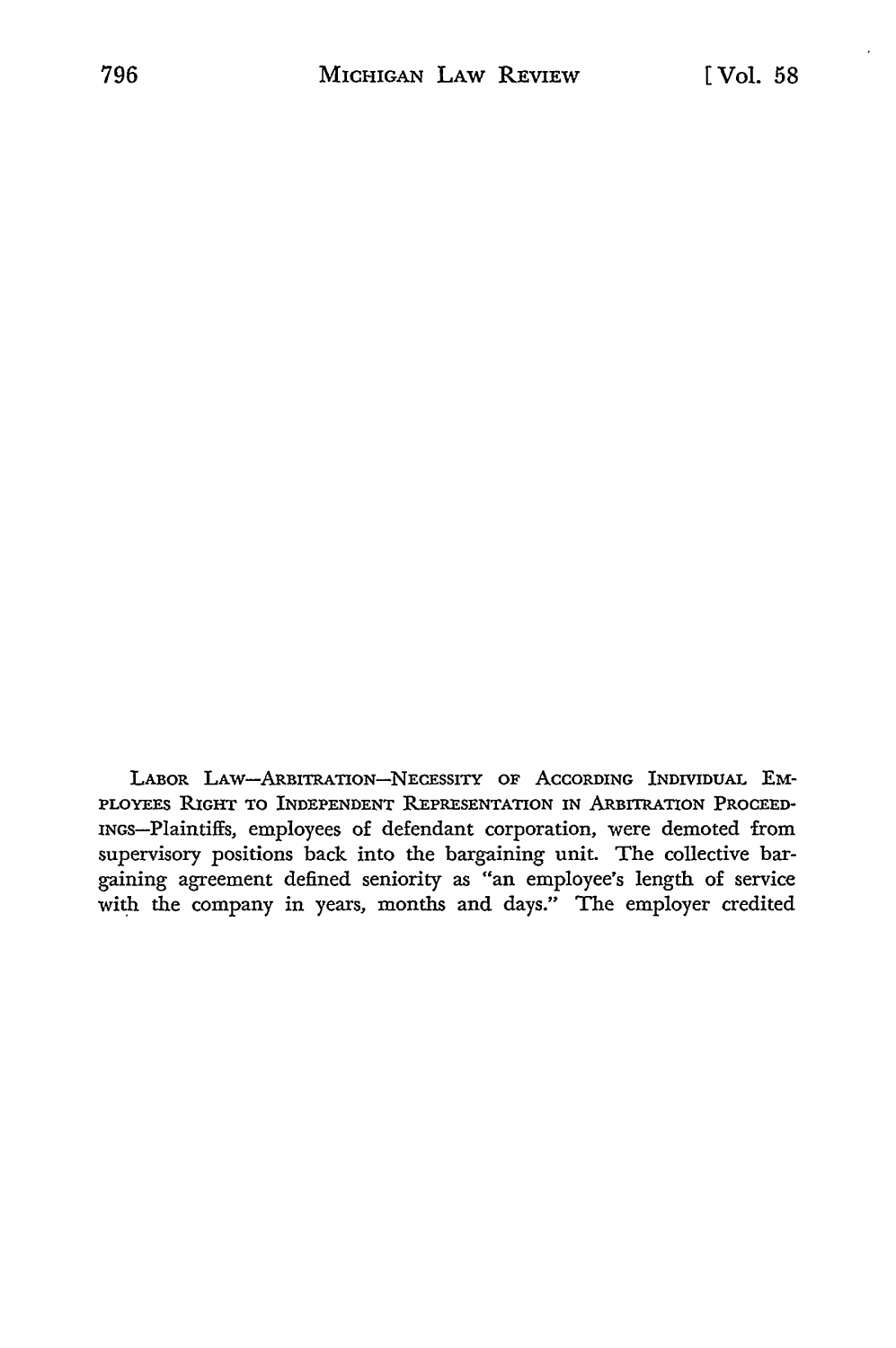LABOR LAW—ARBITRATION—NECESSITY OF ACCORDING INDIVIDUAL EMPLOYEES RIGHT TO INDEPENDENT REPRESENTATION IN ARBITRATION PROCEEDINGS—Plaintiffs, employees of defendant corporation, were demoted from supervisory positions back into the bargaining unit. The collective bargaining agreement defined seniority as "an employee's length of service with the company in years, months and days." The employer credited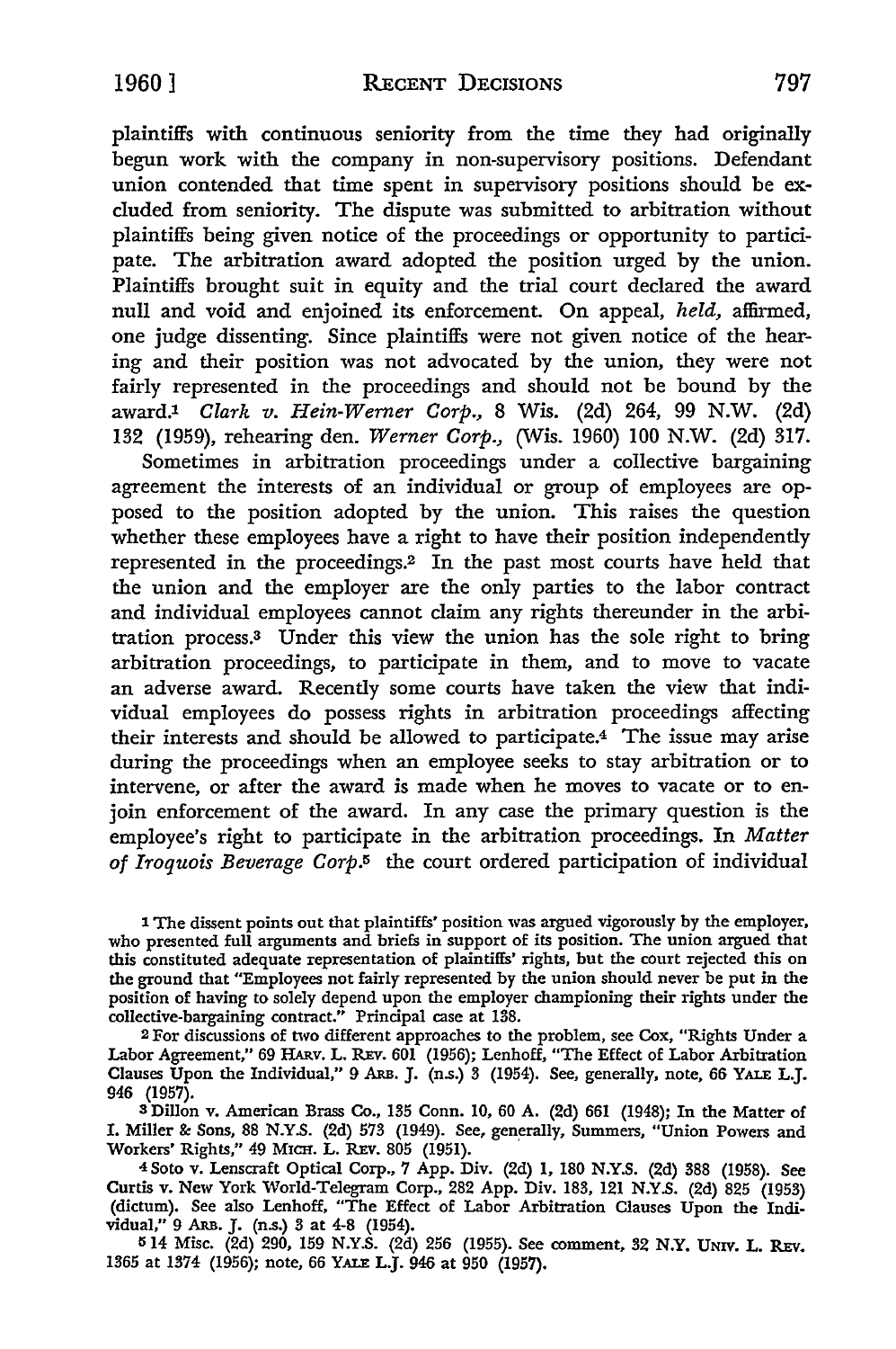plaintiffs with continuous seniority from the time they had originally begun work with the company in non-supervisory positions. Defendant union contended that time spent in supervisory positions should be excluded from seniority. The dispute was submitted to arbitration without plaintiffs being given notice of the proceedings or opportunity to participate. The arbitration award adopted the position urged by the union. Plaintiffs brought suit in equity and the trial court declared the award null and void and enjoined its enforcement. On appeal, *held,* affirmed, one judge dissenting. Since plaintiffs were not given notice of the hearing and their position was not advocated by the union, they were not fairly represented in the proceedings and should not be bound by the award.[1] *Clark v. Hein-Werner Corp.,* 8 Wis. (2d) 264, 99 N.W. (2d) 132 (1959), rehearing den. *Werner Corp.,* (Wis. 1960) 100 N.W. (2d) 317.

Sometimes in arbitration proceedings under a collective bargaining agreement the interests of an individual or group of employees are opposed to the position adopted by the union. This raises the question whether these employees have a right to have their position independently represented in the proceedings.[2] In the past most courts have held that the union and the employer are the only parties to the labor contract and individual employees cannot claim any rights thereunder in the arbitration process.[3] Under this view the union has the sole right to bring arbitration proceedings, to participate in them, and to move to vacate an adverse award. Recently some courts have taken the view that individual employees do possess rights in arbitration proceedings affecting their interests and should be allowed to participate.[4] The issue may arise during the proceedings when an employee seeks to stay arbitration or to intervene, or after the award is made when he moves to vacate or to enjoin enforcement of the award. In any case the primary question is the employee's right to participate in the arbitration proceedings. In *Matter of Iroquois Beverage Corp.*[5] the court ordered participation of individual

[1] The dissent points out that plaintiffs' position was argued vigorously by the employer, who presented full arguments and briefs in support of its position. The union argued that this constituted adequate representation of plaintiffs' rights, but the court rejected this on the ground that "Employees not fairly represented by the union should never be put in the position of having to solely depend upon the employer championing their rights under the collective-bargaining contract." Principal case at 138.

[2] For discussions of two different approaches to the problem, see Cox, "Rights Under a Labor Agreement," 69 HARV. L. REV. 601 (1956); Lenhoff, "The Effect of Labor Arbitration Clauses Upon the Individual," 9 ARB. J. (n.s.) 3 (1954). See, generally, note, 66 YALE L.J. 946 (1957).

[3] Dillon v. American Brass Co., 135 Conn. 10, 60 A. (2d) 661 (1948); In the Matter of I. Miller & Sons, 88 N.Y.S. (2d) 573 (1949). See, generally, Summers, "Union Powers and Workers' Rights," 49 MICH. L. REV. 805 (1951).

[4] Soto v. Lenscraft Optical Corp., 7 App. Div. (2d) 1, 180 N.Y.S. (2d) 388 (1958). See Curtis v. New York World-Telegram Corp., 282 App. Div. 183, 121 N.Y.S. (2d) 825 (1953) (dictum). See also Lenhoff, "The Effect of Labor Arbitration Clauses Upon the Individual," 9 ARB. J. (n.s.) 3 at 4-8 (1954).

[5] 14 Misc. (2d) 290, 159 N.Y.S. (2d) 256 (1955). See comment, 32 N.Y. UNIV. L. REV. 1365 at 1374 (1956); note, 66 YALE L.J. 946 at 950 (1957).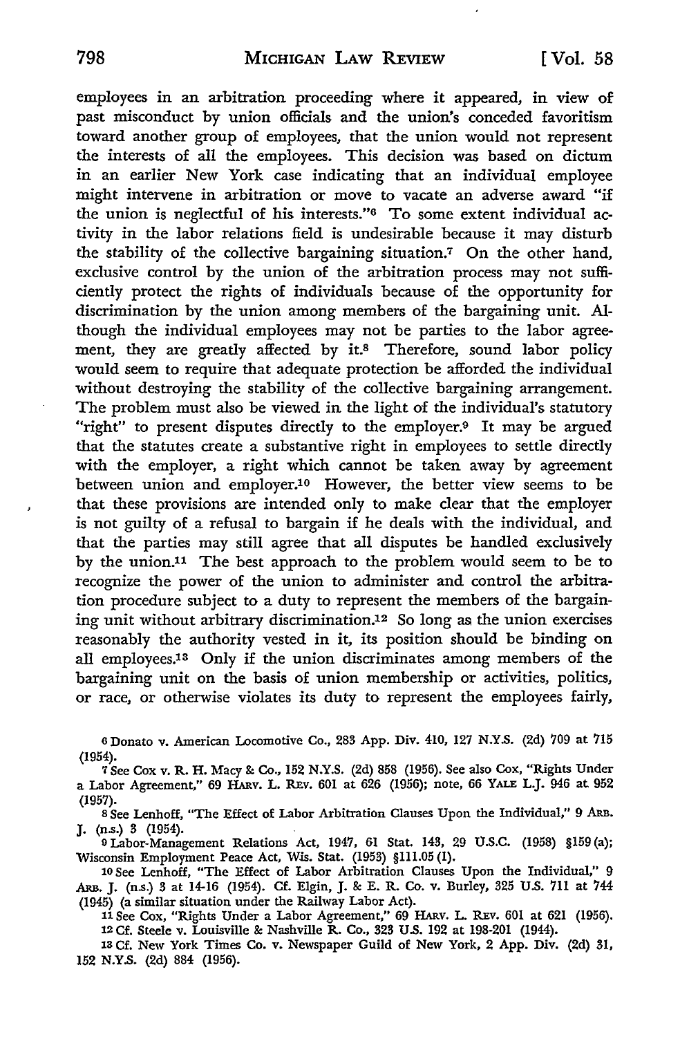employees in an arbitration proceeding where it appeared, in view of past misconduct by union officials and the union's conceded favoritism toward another group of employees, that the union would not represent the interests of all the employees. This decision was based on dictum in an earlier New York case indicating that an individual employee might intervene in arbitration or move to vacate an adverse award "if the union is neglectful of his interests."[6] To some extent individual activity in the labor relations field is undesirable because it may disturb the stability of the collective bargaining situation.[7] On the other hand, exclusive control by the union of the arbitration process may not sufficiently protect the rights of individuals because of the opportunity for discrimination by the union among members of the bargaining unit. Although the individual employees may not be parties to the labor agreement, they are greatly affected by it.[8] Therefore, sound labor policy would seem to require that adequate protection be afforded the individual without destroying the stability of the collective bargaining arrangement. The problem must also be viewed in the light of the individual's statutory "right" to present disputes directly to the employer.[9] It may be argued that the statutes create a substantive right in employees to settle directly with the employer, a right which cannot be taken away by agreement between union and employer.[10] However, the better view seems to be that these provisions are intended only to make clear that the employer is not guilty of a refusal to bargain if he deals with the individual, and that the parties may still agree that all disputes be handled exclusively by the union.[11] The best approach to the problem would seem to be to recognize the power of the union to administer and control the arbitration procedure subject to a duty to represent the members of the bargaining unit without arbitrary discrimination.[12] So long as the union exercises reasonably the authority vested in it, its position should be binding on all employees.[13] Only if the union discriminates among members of the bargaining unit on the basis of union membership or activities, politics, or race, or otherwise violates its duty to represent the employees fairly,

---

[6] Donato v. American Locomotive Co., 283 App. Div. 410, 127 N.Y.S. (2d) 709 at 715 (1954).

[7] See Cox v. R. H. Macy & Co., 152 N.Y.S. (2d) 858 (1956). See also Cox, "Rights Under a Labor Agreement," 69 HARV. L. REV. 601 at 626 (1956); note, 66 YALE L.J. 946 at 952 (1957).

[8] See Lenhoff, "The Effect of Labor Arbitration Clauses Upon the Individual," 9 ARB. J. (n.s.) 3 (1954).

[9] Labor-Management Relations Act, 1947, 61 Stat. 143, 29 U.S.C. (1958) §159(a); Wisconsin Employment Peace Act, Wis. Stat. (1953) §111.05(1).

[10] See Lenhoff, "The Effect of Labor Arbitration Clauses Upon the Individual," 9 ARB. J. (n.s.) 3 at 14-16 (1954). Cf. Elgin, J. & E. R. Co. v. Burley, 325 U.S. 711 at 744 (1945) (a similar situation under the Railway Labor Act).

[11] See Cox, "Rights Under a Labor Agreement," 69 HARV. L. REV. 601 at 621 (1956).

[12] Cf. Steele v. Louisville & Nashville R. Co., 323 U.S. 192 at 198-201 (1944).

[13] Cf. New York Times Co. v. Newspaper Guild of New York, 2 App. Div. (2d) 31, 152 N.Y.S. (2d) 884 (1956).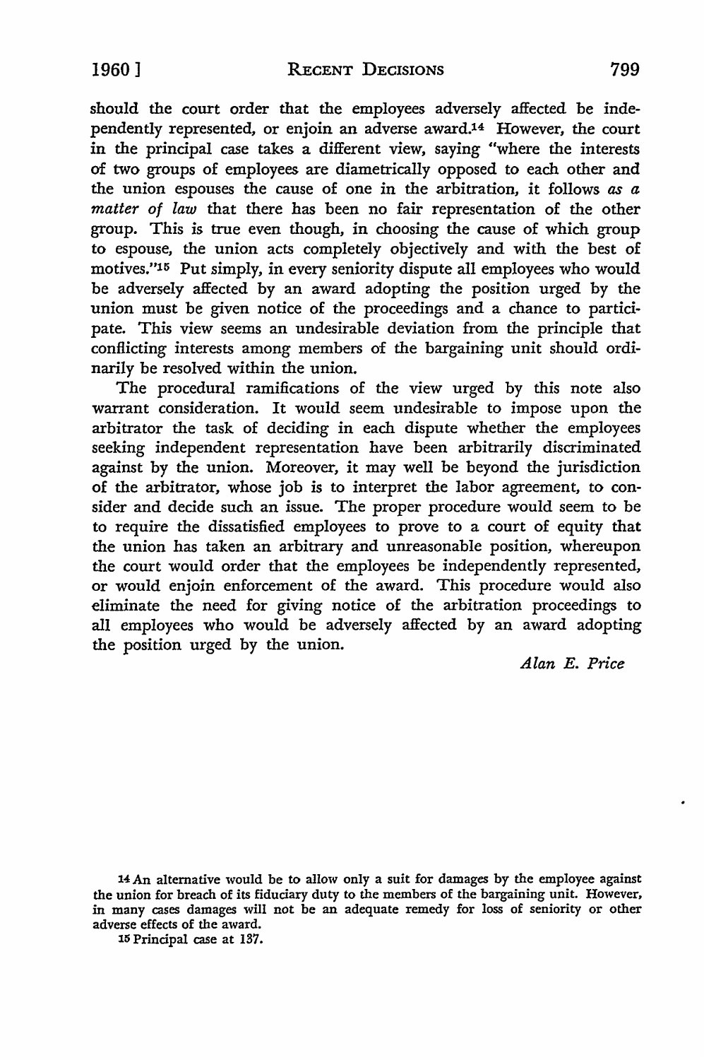should the court order that the employees adversely affected be independently represented, or enjoin an adverse award.[14] However, the court in the principal case takes a different view, saying "where the interests of two groups of employees are diametrically opposed to each other and the union espouses the cause of one in the arbitration, it follows *as a matter of law* that there has been no fair representation of the other group. This is true even though, in choosing the cause of which group to espouse, the union acts completely objectively and with the best of motives."[15] Put simply, in every seniority dispute all employees who would be adversely affected by an award adopting the position urged by the union must be given notice of the proceedings and a chance to participate. This view seems an undesirable deviation from the principle that conflicting interests among members of the bargaining unit should ordinarily be resolved within the union.

The procedural ramifications of the view urged by this note also warrant consideration. It would seem undesirable to impose upon the arbitrator the task of deciding in each dispute whether the employees seeking independent representation have been arbitrarily discriminated against by the union. Moreover, it may well be beyond the jurisdiction of the arbitrator, whose job is to interpret the labor agreement, to consider and decide such an issue. The proper procedure would seem to be to require the dissatisfied employees to prove to a court of equity that the union has taken an arbitrary and unreasonable position, whereupon the court would order that the employees be independently represented, or would enjoin enforcement of the award. This procedure would also eliminate the need for giving notice of the arbitration proceedings to all employees who would be adversely affected by an award adopting the position urged by the union.

*Alan E. Price*

[14] An alternative would be to allow only a suit for damages by the employee against the union for breach of its fiduciary duty to the members of the bargaining unit. However, in many cases damages will not be an adequate remedy for loss of seniority or other adverse effects of the award.

[15] Principal case at 137.